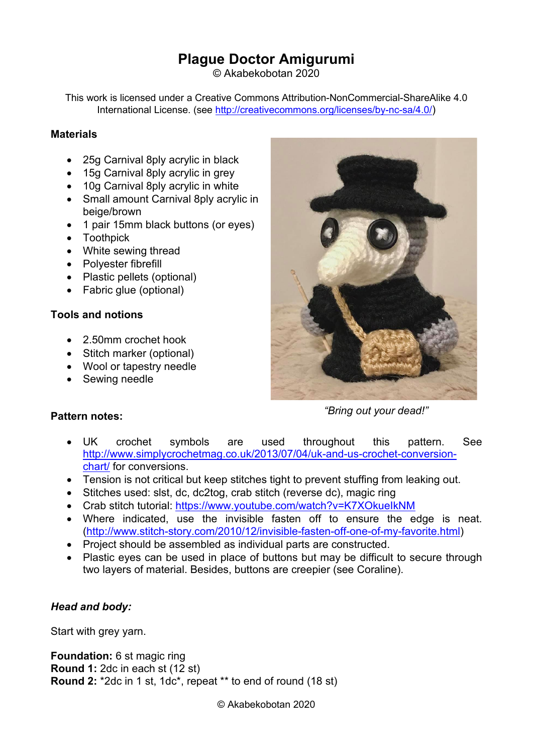# Plague Doctor Amigurumi

© Akabekobotan 2020

This work is licensed under a Creative Commons Attribution-NonCommercial-ShareAlike 4.0 International License. (see http://creativecommons.org/licenses/by-nc-sa/4.0/)

**Materials**

- 25g Carnival 8ply acrylic in black
- 15g Carnival 8ply acrylic in grey
- 10g Carnival 8ply acrylic in white
- Small amount Carnival 8ply acrylic in beige/brown
- 1 pair 15mm black buttons (or eyes)
- Toothpick
- White sewing thread
- Polyester fibrefill
- Plastic pellets (optional)
- Fabric glue (optional)

**Tools and notions**

- 2.50mm crochet hook
- Stitch marker (optional)
- Wool or tapestry needle
- Sewing needle

*"Bring out your dead!"*

**Pattern notes:**

- UK crochet symbols are used throughout this pattern. See http://www.simplycrochetmag.co.uk/2013/07/04/uk-and-us-crochet-conversion-chart/ for conversions.
- Tension is not critical but keep stitches tight to prevent stuffing from leaking out.
- Stitches used: slst, dc, dc2tog, crab stitch (reverse dc), magic ring
- Crab stitch tutorial: https://www.youtube.com/watch?v=K7XOkueIkNM
- Where indicated, use the invisible fasten off to ensure the edge is neat. (http://www.stitch-story.com/2010/12/invisible-fasten-off-one-of-my-favorite.html)
- Project should be assembled as individual parts are constructed.
- Plastic eyes can be used in place of buttons but may be difficult to secure through two layers of material. Besides, buttons are creepier (see Coraline).

***Head and body:***

Start with grey yarn.

**Foundation:** 6 st magic ring
**Round 1:** 2dc in each st (12 st)
**Round 2:** *2dc in 1 st, 1dc*, repeat ** to end of round (18 st)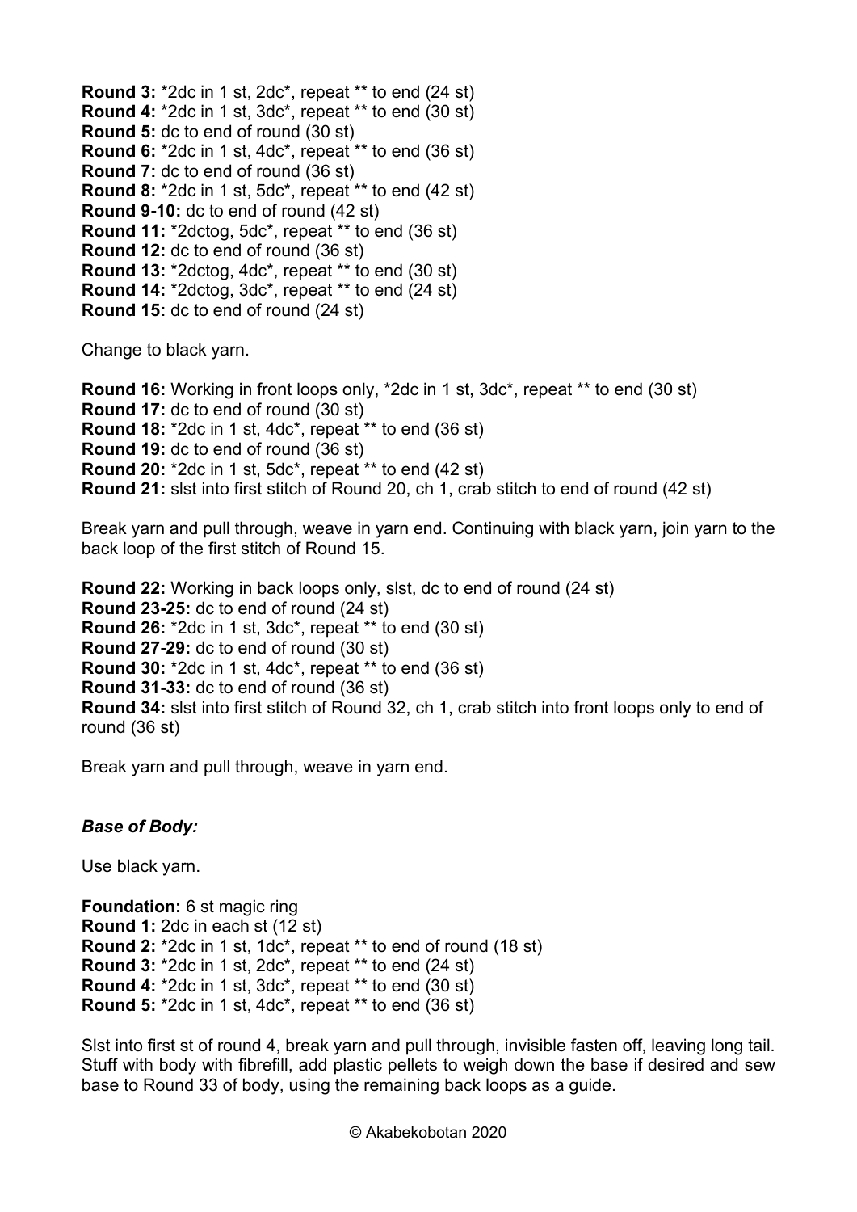**Round 3:** *2dc in 1 st, 2dc*, repeat ** to end (24 st)
**Round 4:** *2dc in 1 st, 3dc*, repeat ** to end (30 st)
**Round 5:** dc to end of round (30 st)
**Round 6:** *2dc in 1 st, 4dc*, repeat ** to end (36 st)
**Round 7:** dc to end of round (36 st)
**Round 8:** *2dc in 1 st, 5dc*, repeat ** to end (42 st)
**Round 9-10:** dc to end of round (42 st)
**Round 11:** *2dctog, 5dc*, repeat ** to end (36 st)
**Round 12:** dc to end of round (36 st)
**Round 13:** *2dctog, 4dc*, repeat ** to end (30 st)
**Round 14:** *2dctog, 3dc*, repeat ** to end (24 st)
**Round 15:** dc to end of round (24 st)

Change to black yarn.

**Round 16:** Working in front loops only, *2dc in 1 st, 3dc*, repeat ** to end (30 st)
**Round 17:** dc to end of round (30 st)
**Round 18:** *2dc in 1 st, 4dc*, repeat ** to end (36 st)
**Round 19:** dc to end of round (36 st)
**Round 20:** *2dc in 1 st, 5dc*, repeat ** to end (42 st)
**Round 21:** slst into first stitch of Round 20, ch 1, crab stitch to end of round (42 st)

Break yarn and pull through, weave in yarn end. Continuing with black yarn, join yarn to the back loop of the first stitch of Round 15.

**Round 22:** Working in back loops only, slst, dc to end of round (24 st)
**Round 23-25:** dc to end of round (24 st)
**Round 26:** *2dc in 1 st, 3dc*, repeat ** to end (30 st)
**Round 27-29:** dc to end of round (30 st)
**Round 30:** *2dc in 1 st, 4dc*, repeat ** to end (36 st)
**Round 31-33:** dc to end of round (36 st)
**Round 34:** slst into first stitch of Round 32, ch 1, crab stitch into front loops only to end of round (36 st)

Break yarn and pull through, weave in yarn end.

### *Base of Body:*

Use black yarn.

**Foundation:** 6 st magic ring
**Round 1:** 2dc in each st (12 st)
**Round 2:** *2dc in 1 st, 1dc*, repeat ** to end of round (18 st)
**Round 3:** *2dc in 1 st, 2dc*, repeat ** to end (24 st)
**Round 4:** *2dc in 1 st, 3dc*, repeat ** to end (30 st)
**Round 5:** *2dc in 1 st, 4dc*, repeat ** to end (36 st)

Slst into first st of round 4, break yarn and pull through, invisible fasten off, leaving long tail. Stuff with body with fibrefill, add plastic pellets to weigh down the base if desired and sew base to Round 33 of body, using the remaining back loops as a guide.

© Akabekobotan 2020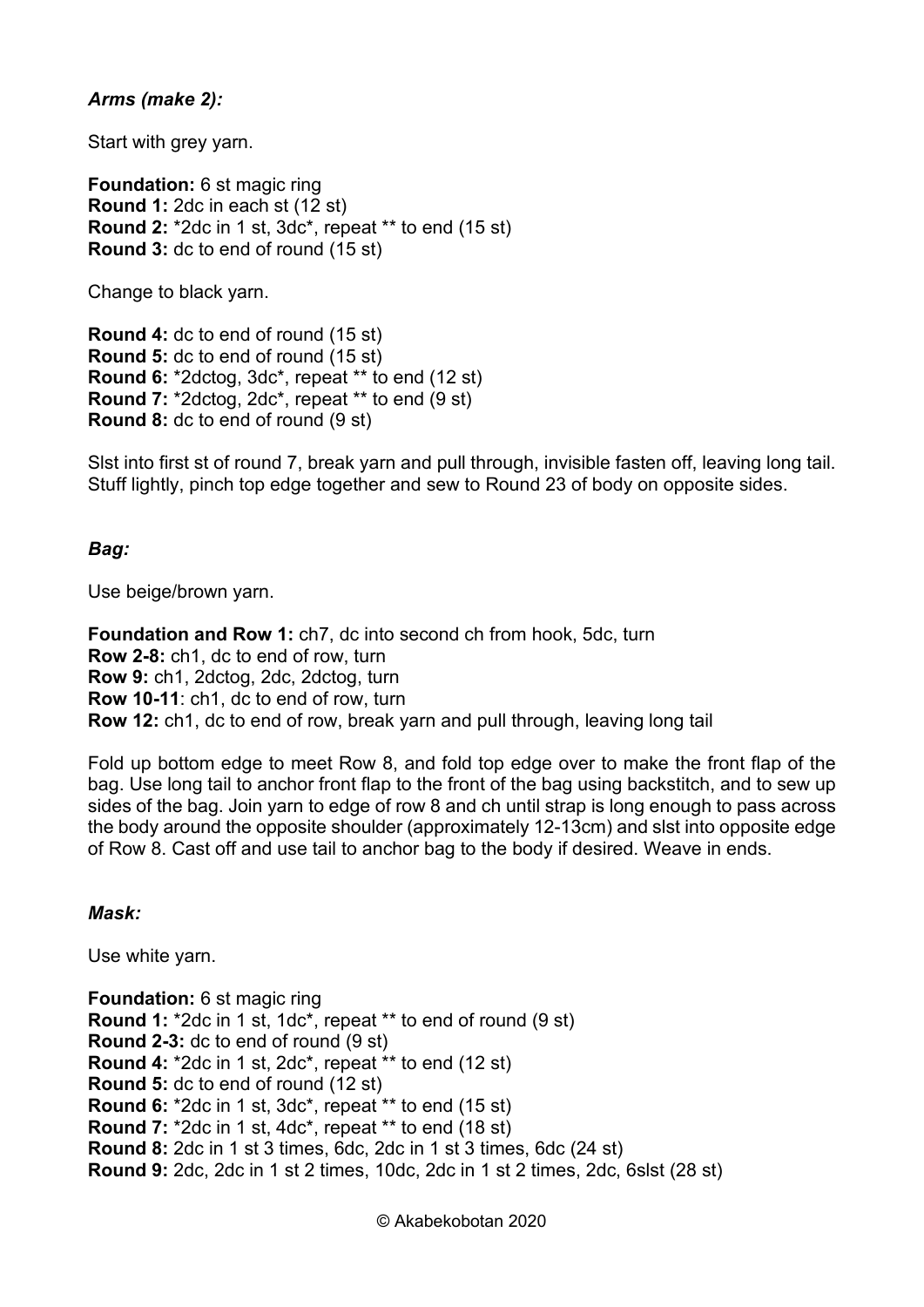***Arms (make 2):***

Start with grey yarn.

**Foundation:** 6 st magic ring
**Round 1:** 2dc in each st (12 st)
**Round 2:** *2dc in 1 st, 3dc*, repeat ** to end (15 st)
**Round 3:** dc to end of round (15 st)

Change to black yarn.

**Round 4:** dc to end of round (15 st)
**Round 5:** dc to end of round (15 st)
**Round 6:** *2dctog, 3dc*, repeat ** to end (12 st)
**Round 7:** *2dctog, 2dc*, repeat ** to end (9 st)
**Round 8:** dc to end of round (9 st)

Slst into first st of round 7, break yarn and pull through, invisible fasten off, leaving long tail. Stuff lightly, pinch top edge together and sew to Round 23 of body on opposite sides.

***Bag:***

Use beige/brown yarn.

**Foundation and Row 1:** ch7, dc into second ch from hook, 5dc, turn
**Row 2-8:** ch1, dc to end of row, turn
**Row 9:** ch1, 2dctog, 2dc, 2dctog, turn
**Row 10-11**: ch1, dc to end of row, turn
**Row 12:** ch1, dc to end of row, break yarn and pull through, leaving long tail

Fold up bottom edge to meet Row 8, and fold top edge over to make the front flap of the bag. Use long tail to anchor front flap to the front of the bag using backstitch, and to sew up sides of the bag. Join yarn to edge of row 8 and ch until strap is long enough to pass across the body around the opposite shoulder (approximately 12-13cm) and slst into opposite edge of Row 8. Cast off and use tail to anchor bag to the body if desired. Weave in ends.

***Mask:***

Use white yarn.

**Foundation:** 6 st magic ring
**Round 1:** *2dc in 1 st, 1dc*, repeat ** to end of round (9 st)
**Round 2-3:** dc to end of round (9 st)
**Round 4:** *2dc in 1 st, 2dc*, repeat ** to end (12 st)
**Round 5:** dc to end of round (12 st)
**Round 6:** *2dc in 1 st, 3dc*, repeat ** to end (15 st)
**Round 7:** *2dc in 1 st, 4dc*, repeat ** to end (18 st)
**Round 8:** 2dc in 1 st 3 times, 6dc, 2dc in 1 st 3 times, 6dc (24 st)
**Round 9:** 2dc, 2dc in 1 st 2 times, 10dc, 2dc in 1 st 2 times, 2dc, 6slst (28 st)

© Akabekobotan 2020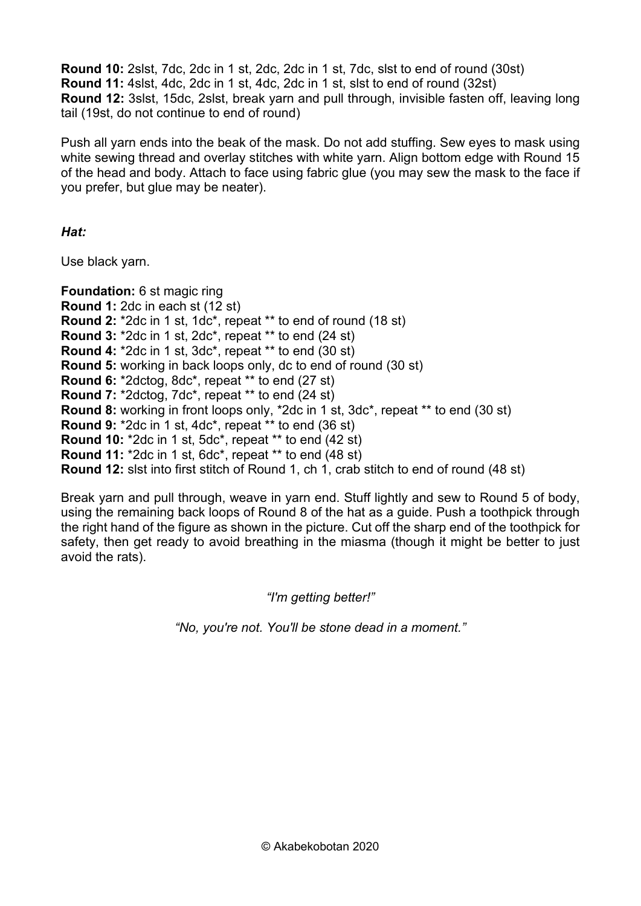**Round 10:** 2slst, 7dc, 2dc in 1 st, 2dc, 2dc in 1 st, 7dc, slst to end of round (30st)
**Round 11:** 4slst, 4dc, 2dc in 1 st, 4dc, 2dc in 1 st, slst to end of round (32st)
**Round 12:** 3slst, 15dc, 2slst, break yarn and pull through, invisible fasten off, leaving long tail (19st, do not continue to end of round)

Push all yarn ends into the beak of the mask. Do not add stuffing. Sew eyes to mask using white sewing thread and overlay stitches with white yarn. Align bottom edge with Round 15 of the head and body. Attach to face using fabric glue (you may sew the mask to the face if you prefer, but glue may be neater).

***Hat:***

Use black yarn.

**Foundation:** 6 st magic ring
**Round 1:** 2dc in each st (12 st)
**Round 2:** *2dc in 1 st, 1dc*, repeat ** to end of round (18 st)
**Round 3:** *2dc in 1 st, 2dc*, repeat ** to end (24 st)
**Round 4:** *2dc in 1 st, 3dc*, repeat ** to end (30 st)
**Round 5:** working in back loops only, dc to end of round (30 st)
**Round 6:** *2dctog, 8dc*, repeat ** to end (27 st)
**Round 7:** *2dctog, 7dc*, repeat ** to end (24 st)
**Round 8:** working in front loops only, *2dc in 1 st, 3dc*, repeat ** to end (30 st)
**Round 9:** *2dc in 1 st, 4dc*, repeat ** to end (36 st)
**Round 10:** *2dc in 1 st, 5dc*, repeat ** to end (42 st)
**Round 11:** *2dc in 1 st, 6dc*, repeat ** to end (48 st)
**Round 12:** slst into first stitch of Round 1, ch 1, crab stitch to end of round (48 st)

Break yarn and pull through, weave in yarn end. Stuff lightly and sew to Round 5 of body, using the remaining back loops of Round 8 of the hat as a guide. Push a toothpick through the right hand of the figure as shown in the picture. Cut off the sharp end of the toothpick for safety, then get ready to avoid breathing in the miasma (though it might be better to just avoid the rats).

*"I'm getting better!"*

*"No, you're not. You'll be stone dead in a moment."*

© Akabekobotan 2020